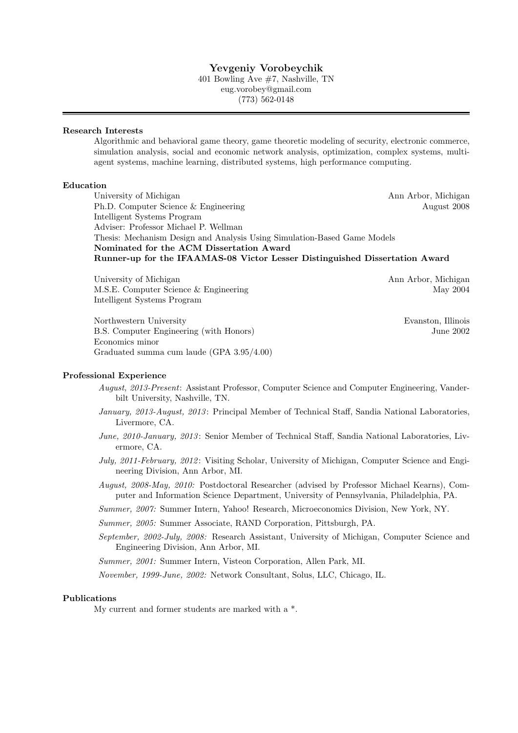# Yevgeniy Vorobeychik

401 Bowling Ave #7, Nashville, TN
eug.vorobey@gmail.com
(773) 562-0148

---

## Research Interests

Algorithmic and behavioral game theory, game theoretic modeling of security, electronic commerce, simulation analysis, social and economic network analysis, optimization, complex systems, multi-agent systems, machine learning, distributed systems, high performance computing.

## Education

University of Michigan — Ann Arbor, Michigan
Ph.D. Computer Science & Engineering — August 2008
Intelligent Systems Program
Adviser: Professor Michael P. Wellman
Thesis: Mechanism Design and Analysis Using Simulation-Based Game Models
**Nominated for the ACM Dissertation Award**
**Runner-up for the IFAAMAS-08 Victor Lesser Distinguished Dissertation Award**

University of Michigan — Ann Arbor, Michigan
M.S.E. Computer Science & Engineering — May 2004
Intelligent Systems Program

Northwestern University — Evanston, Illinois
B.S. Computer Engineering (with Honors) — June 2002
Economics minor
Graduated summa cum laude (GPA 3.95/4.00)

## Professional Experience

*August, 2013-Present*: Assistant Professor, Computer Science and Computer Engineering, Vanderbilt University, Nashville, TN.

*January, 2013-August, 2013*: Principal Member of Technical Staff, Sandia National Laboratories, Livermore, CA.

*June, 2010-January, 2013*: Senior Member of Technical Staff, Sandia National Laboratories, Livermore, CA.

*July, 2011-February, 2012*: Visiting Scholar, University of Michigan, Computer Science and Engineering Division, Ann Arbor, MI.

*August, 2008-May, 2010:* Postdoctoral Researcher (advised by Professor Michael Kearns), Computer and Information Science Department, University of Pennsylvania, Philadelphia, PA.

*Summer, 2007:* Summer Intern, Yahoo! Research, Microeconomics Division, New York, NY.

*Summer, 2005:* Summer Associate, RAND Corporation, Pittsburgh, PA.

*September, 2002-July, 2008:* Research Assistant, University of Michigan, Computer Science and Engineering Division, Ann Arbor, MI.

*Summer, 2001:* Summer Intern, Visteon Corporation, Allen Park, MI.

*November, 1999-June, 2002:* Network Consultant, Solus, LLC, Chicago, IL.

## Publications

My current and former students are marked with a *.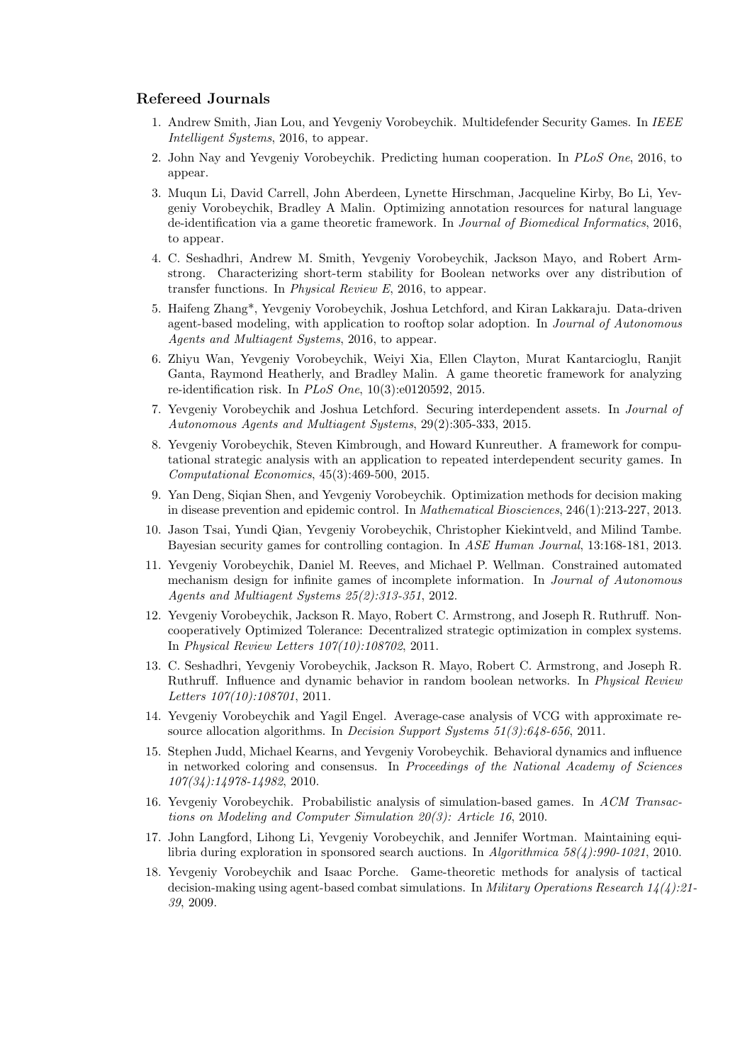### Refereed Journals

1. Andrew Smith, Jian Lou, and Yevgeniy Vorobeychik. Multidefender Security Games. In *IEEE Intelligent Systems*, 2016, to appear.
2. John Nay and Yevgeniy Vorobeychik. Predicting human cooperation. In *PLoS One*, 2016, to appear.
3. Muqun Li, David Carrell, John Aberdeen, Lynette Hirschman, Jacqueline Kirby, Bo Li, Yevgeniy Vorobeychik, Bradley A Malin. Optimizing annotation resources for natural language de-identification via a game theoretic framework. In *Journal of Biomedical Informatics*, 2016, to appear.
4. C. Seshadhri, Andrew M. Smith, Yevgeniy Vorobeychik, Jackson Mayo, and Robert Armstrong. Characterizing short-term stability for Boolean networks over any distribution of transfer functions. In *Physical Review E*, 2016, to appear.
5. Haifeng Zhang*, Yevgeniy Vorobeychik, Joshua Letchford, and Kiran Lakkaraju. Data-driven agent-based modeling, with application to rooftop solar adoption. In *Journal of Autonomous Agents and Multiagent Systems*, 2016, to appear.
6. Zhiyu Wan, Yevgeniy Vorobeychik, Weiyi Xia, Ellen Clayton, Murat Kantarcioglu, Ranjit Ganta, Raymond Heatherly, and Bradley Malin. A game theoretic framework for analyzing re-identification risk. In *PLoS One*, 10(3):e0120592, 2015.
7. Yevgeniy Vorobeychik and Joshua Letchford. Securing interdependent assets. In *Journal of Autonomous Agents and Multiagent Systems*, 29(2):305-333, 2015.
8. Yevgeniy Vorobeychik, Steven Kimbrough, and Howard Kunreuther. A framework for computational strategic analysis with an application to repeated interdependent security games. In *Computational Economics*, 45(3):469-500, 2015.
9. Yan Deng, Siqian Shen, and Yevgeniy Vorobeychik. Optimization methods for decision making in disease prevention and epidemic control. In *Mathematical Biosciences*, 246(1):213-227, 2013.
10. Jason Tsai, Yundi Qian, Yevgeniy Vorobeychik, Christopher Kiekintveld, and Milind Tambe. Bayesian security games for controlling contagion. In *ASE Human Journal*, 13:168-181, 2013.
11. Yevgeniy Vorobeychik, Daniel M. Reeves, and Michael P. Wellman. Constrained automated mechanism design for infinite games of incomplete information. In *Journal of Autonomous Agents and Multiagent Systems 25(2):313-351*, 2012.
12. Yevgeniy Vorobeychik, Jackson R. Mayo, Robert C. Armstrong, and Joseph R. Ruthruff. Noncooperatively Optimized Tolerance: Decentralized strategic optimization in complex systems. In *Physical Review Letters 107(10):108702*, 2011.
13. C. Seshadhri, Yevgeniy Vorobeychik, Jackson R. Mayo, Robert C. Armstrong, and Joseph R. Ruthruff. Influence and dynamic behavior in random boolean networks. In *Physical Review Letters 107(10):108701*, 2011.
14. Yevgeniy Vorobeychik and Yagil Engel. Average-case analysis of VCG with approximate resource allocation algorithms. In *Decision Support Systems 51(3):648-656*, 2011.
15. Stephen Judd, Michael Kearns, and Yevgeniy Vorobeychik. Behavioral dynamics and influence in networked coloring and consensus. In *Proceedings of the National Academy of Sciences 107(34):14978-14982*, 2010.
16. Yevgeniy Vorobeychik. Probabilistic analysis of simulation-based games. In *ACM Transactions on Modeling and Computer Simulation 20(3): Article 16*, 2010.
17. John Langford, Lihong Li, Yevgeniy Vorobeychik, and Jennifer Wortman. Maintaining equilibria during exploration in sponsored search auctions. In *Algorithmica 58(4):990-1021*, 2010.
18. Yevgeniy Vorobeychik and Isaac Porche. Game-theoretic methods for analysis of tactical decision-making using agent-based combat simulations. In *Military Operations Research 14(4):21-39*, 2009.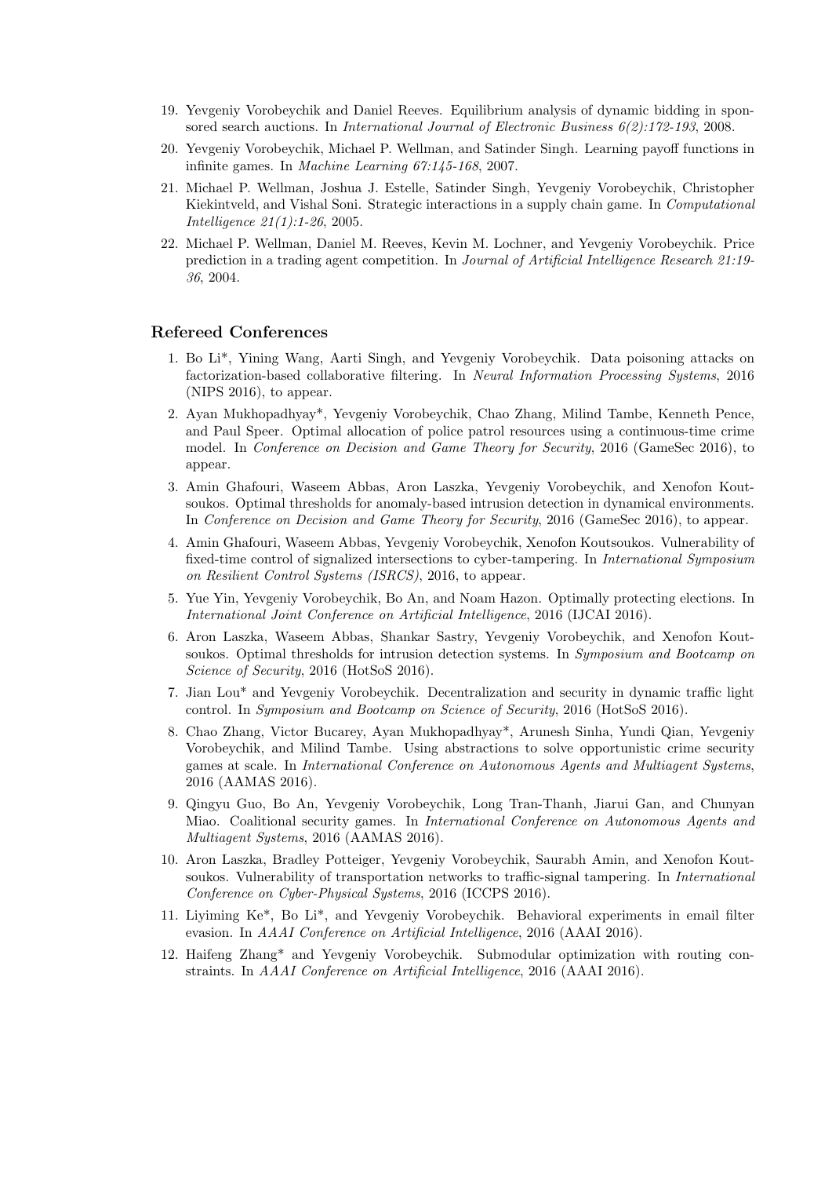19. Yevgeniy Vorobeychik and Daniel Reeves. Equilibrium analysis of dynamic bidding in sponsored search auctions. In *International Journal of Electronic Business 6(2):172-193*, 2008.
20. Yevgeniy Vorobeychik, Michael P. Wellman, and Satinder Singh. Learning payoff functions in infinite games. In *Machine Learning 67:145-168*, 2007.
21. Michael P. Wellman, Joshua J. Estelle, Satinder Singh, Yevgeniy Vorobeychik, Christopher Kiekintveld, and Vishal Soni. Strategic interactions in a supply chain game. In *Computational Intelligence 21(1):1-26*, 2005.
22. Michael P. Wellman, Daniel M. Reeves, Kevin M. Lochner, and Yevgeniy Vorobeychik. Price prediction in a trading agent competition. In *Journal of Artificial Intelligence Research 21:19-36*, 2004.

## Refereed Conferences

1. Bo Li*, Yining Wang, Aarti Singh, and Yevgeniy Vorobeychik. Data poisoning attacks on factorization-based collaborative filtering. In *Neural Information Processing Systems*, 2016 (NIPS 2016), to appear.
2. Ayan Mukhopadhyay*, Yevgeniy Vorobeychik, Chao Zhang, Milind Tambe, Kenneth Pence, and Paul Speer. Optimal allocation of police patrol resources using a continuous-time crime model. In *Conference on Decision and Game Theory for Security*, 2016 (GameSec 2016), to appear.
3. Amin Ghafouri, Waseem Abbas, Aron Laszka, Yevgeniy Vorobeychik, and Xenofon Koutsoukos. Optimal thresholds for anomaly-based intrusion detection in dynamical environments. In *Conference on Decision and Game Theory for Security*, 2016 (GameSec 2016), to appear.
4. Amin Ghafouri, Waseem Abbas, Yevgeniy Vorobeychik, Xenofon Koutsoukos. Vulnerability of fixed-time control of signalized intersections to cyber-tampering. In *International Symposium on Resilient Control Systems (ISRCS)*, 2016, to appear.
5. Yue Yin, Yevgeniy Vorobeychik, Bo An, and Noam Hazon. Optimally protecting elections. In *International Joint Conference on Artificial Intelligence*, 2016 (IJCAI 2016).
6. Aron Laszka, Waseem Abbas, Shankar Sastry, Yevgeniy Vorobeychik, and Xenofon Koutsoukos. Optimal thresholds for intrusion detection systems. In *Symposium and Bootcamp on Science of Security*, 2016 (HotSoS 2016).
7. Jian Lou* and Yevgeniy Vorobeychik. Decentralization and security in dynamic traffic light control. In *Symposium and Bootcamp on Science of Security*, 2016 (HotSoS 2016).
8. Chao Zhang, Victor Bucarey, Ayan Mukhopadhyay*, Arunesh Sinha, Yundi Qian, Yevgeniy Vorobeychik, and Milind Tambe. Using abstractions to solve opportunistic crime security games at scale. In *International Conference on Autonomous Agents and Multiagent Systems*, 2016 (AAMAS 2016).
9. Qingyu Guo, Bo An, Yevgeniy Vorobeychik, Long Tran-Thanh, Jiarui Gan, and Chunyan Miao. Coalitional security games. In *International Conference on Autonomous Agents and Multiagent Systems*, 2016 (AAMAS 2016).
10. Aron Laszka, Bradley Potteiger, Yevgeniy Vorobeychik, Saurabh Amin, and Xenofon Koutsoukos. Vulnerability of transportation networks to traffic-signal tampering. In *International Conference on Cyber-Physical Systems*, 2016 (ICCPS 2016).
11. Liyiming Ke*, Bo Li*, and Yevgeniy Vorobeychik. Behavioral experiments in email filter evasion. In *AAAI Conference on Artificial Intelligence*, 2016 (AAAI 2016).
12. Haifeng Zhang* and Yevgeniy Vorobeychik. Submodular optimization with routing constraints. In *AAAI Conference on Artificial Intelligence*, 2016 (AAAI 2016).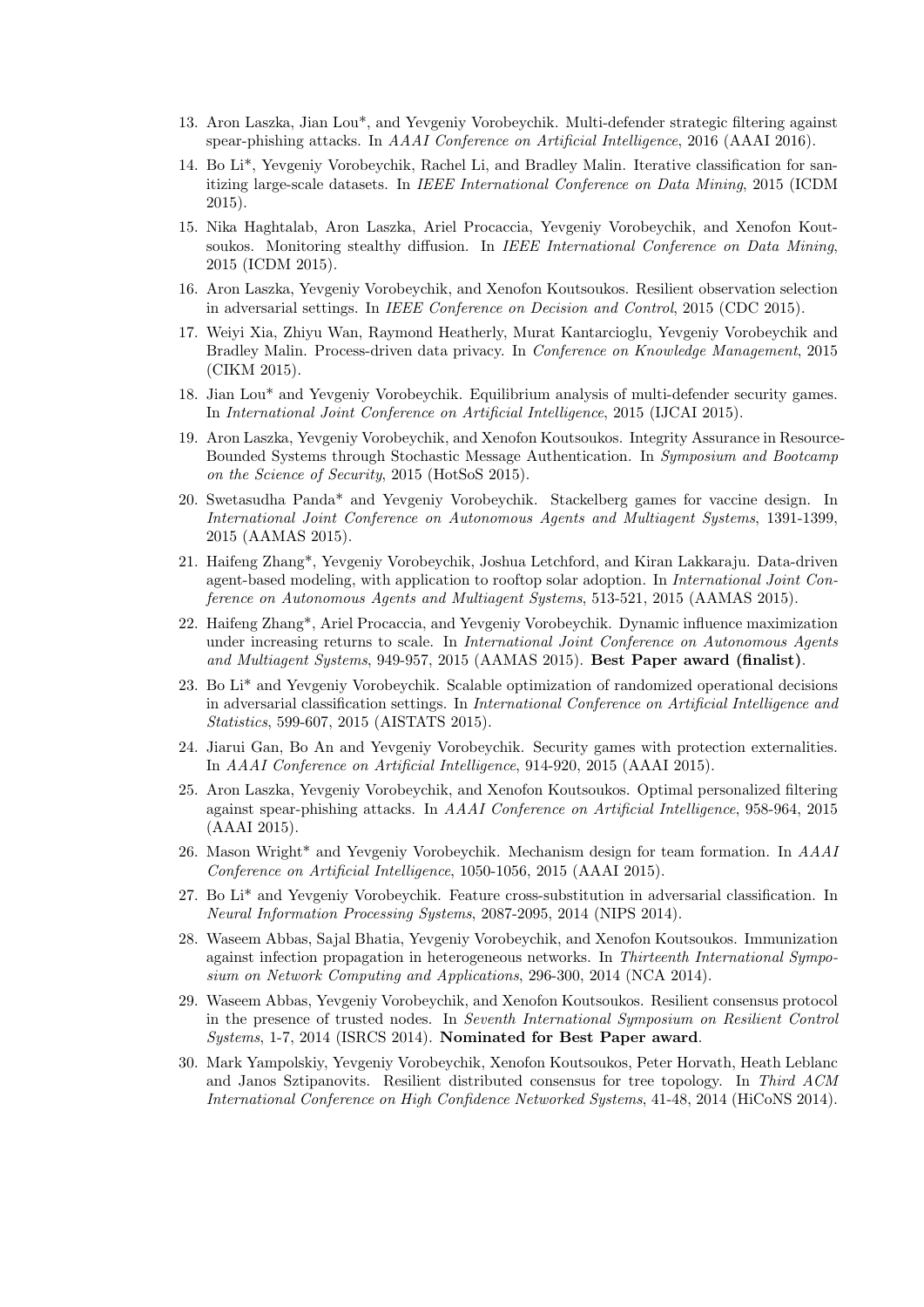13. Aron Laszka, Jian Lou*, and Yevgeniy Vorobeychik. Multi-defender strategic filtering against spear-phishing attacks. In *AAAI Conference on Artificial Intelligence*, 2016 (AAAI 2016).
14. Bo Li*, Yevgeniy Vorobeychik, Rachel Li, and Bradley Malin. Iterative classification for sanitizing large-scale datasets. In *IEEE International Conference on Data Mining*, 2015 (ICDM 2015).
15. Nika Haghtalab, Aron Laszka, Ariel Procaccia, Yevgeniy Vorobeychik, and Xenofon Koutsoukos. Monitoring stealthy diffusion. In *IEEE International Conference on Data Mining*, 2015 (ICDM 2015).
16. Aron Laszka, Yevgeniy Vorobeychik, and Xenofon Koutsoukos. Resilient observation selection in adversarial settings. In *IEEE Conference on Decision and Control*, 2015 (CDC 2015).
17. Weiyi Xia, Zhiyu Wan, Raymond Heatherly, Murat Kantarcioglu, Yevgeniy Vorobeychik and Bradley Malin. Process-driven data privacy. In *Conference on Knowledge Management*, 2015 (CIKM 2015).
18. Jian Lou* and Yevgeniy Vorobeychik. Equilibrium analysis of multi-defender security games. In *International Joint Conference on Artificial Intelligence*, 2015 (IJCAI 2015).
19. Aron Laszka, Yevgeniy Vorobeychik, and Xenofon Koutsoukos. Integrity Assurance in Resource-Bounded Systems through Stochastic Message Authentication. In *Symposium and Bootcamp on the Science of Security*, 2015 (HotSoS 2015).
20. Swetasudha Panda* and Yevgeniy Vorobeychik. Stackelberg games for vaccine design. In *International Joint Conference on Autonomous Agents and Multiagent Systems*, 1391-1399, 2015 (AAMAS 2015).
21. Haifeng Zhang*, Yevgeniy Vorobeychik, Joshua Letchford, and Kiran Lakkaraju. Data-driven agent-based modeling, with application to rooftop solar adoption. In *International Joint Conference on Autonomous Agents and Multiagent Systems*, 513-521, 2015 (AAMAS 2015).
22. Haifeng Zhang*, Ariel Procaccia, and Yevgeniy Vorobeychik. Dynamic influence maximization under increasing returns to scale. In *International Joint Conference on Autonomous Agents and Multiagent Systems*, 949-957, 2015 (AAMAS 2015). **Best Paper award (finalist)**.
23. Bo Li* and Yevgeniy Vorobeychik. Scalable optimization of randomized operational decisions in adversarial classification settings. In *International Conference on Artificial Intelligence and Statistics*, 599-607, 2015 (AISTATS 2015).
24. Jiarui Gan, Bo An and Yevgeniy Vorobeychik. Security games with protection externalities. In *AAAI Conference on Artificial Intelligence*, 914-920, 2015 (AAAI 2015).
25. Aron Laszka, Yevgeniy Vorobeychik, and Xenofon Koutsoukos. Optimal personalized filtering against spear-phishing attacks. In *AAAI Conference on Artificial Intelligence*, 958-964, 2015 (AAAI 2015).
26. Mason Wright* and Yevgeniy Vorobeychik. Mechanism design for team formation. In *AAAI Conference on Artificial Intelligence*, 1050-1056, 2015 (AAAI 2015).
27. Bo Li* and Yevgeniy Vorobeychik. Feature cross-substitution in adversarial classification. In *Neural Information Processing Systems*, 2087-2095, 2014 (NIPS 2014).
28. Waseem Abbas, Sajal Bhatia, Yevgeniy Vorobeychik, and Xenofon Koutsoukos. Immunization against infection propagation in heterogeneous networks. In *Thirteenth International Symposium on Network Computing and Applications*, 296-300, 2014 (NCA 2014).
29. Waseem Abbas, Yevgeniy Vorobeychik, and Xenofon Koutsoukos. Resilient consensus protocol in the presence of trusted nodes. In *Seventh International Symposium on Resilient Control Systems*, 1-7, 2014 (ISRCS 2014). **Nominated for Best Paper award**.
30. Mark Yampolskiy, Yevgeniy Vorobeychik, Xenofon Koutsoukos, Peter Horvath, Heath Leblanc and Janos Sztipanovits. Resilient distributed consensus for tree topology. In *Third ACM International Conference on High Confidence Networked Systems*, 41-48, 2014 (HiCoNS 2014).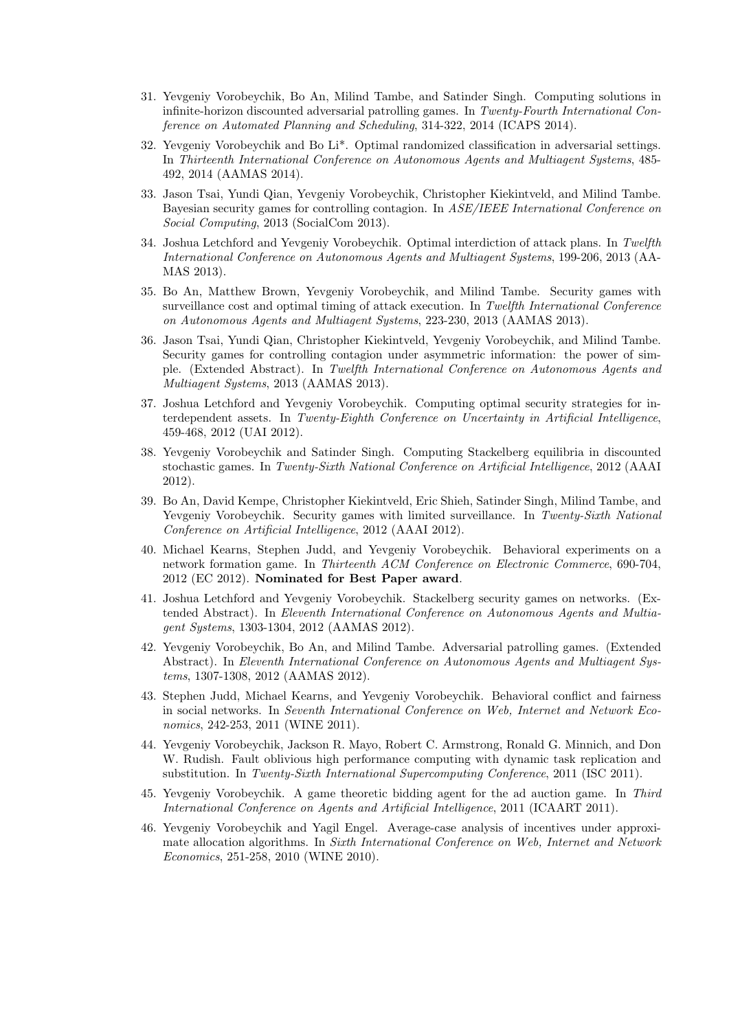31. Yevgeniy Vorobeychik, Bo An, Milind Tambe, and Satinder Singh. Computing solutions in infinite-horizon discounted adversarial patrolling games. In *Twenty-Fourth International Conference on Automated Planning and Scheduling*, 314-322, 2014 (ICAPS 2014).

32. Yevgeniy Vorobeychik and Bo Li*. Optimal randomized classification in adversarial settings. In *Thirteenth International Conference on Autonomous Agents and Multiagent Systems*, 485-492, 2014 (AAMAS 2014).

33. Jason Tsai, Yundi Qian, Yevgeniy Vorobeychik, Christopher Kiekintveld, and Milind Tambe. Bayesian security games for controlling contagion. In *ASE/IEEE International Conference on Social Computing*, 2013 (SocialCom 2013).

34. Joshua Letchford and Yevgeniy Vorobeychik. Optimal interdiction of attack plans. In *Twelfth International Conference on Autonomous Agents and Multiagent Systems*, 199-206, 2013 (AAMAS 2013).

35. Bo An, Matthew Brown, Yevgeniy Vorobeychik, and Milind Tambe. Security games with surveillance cost and optimal timing of attack execution. In *Twelfth International Conference on Autonomous Agents and Multiagent Systems*, 223-230, 2013 (AAMAS 2013).

36. Jason Tsai, Yundi Qian, Christopher Kiekintveld, Yevgeniy Vorobeychik, and Milind Tambe. Security games for controlling contagion under asymmetric information: the power of simple. (Extended Abstract). In *Twelfth International Conference on Autonomous Agents and Multiagent Systems*, 2013 (AAMAS 2013).

37. Joshua Letchford and Yevgeniy Vorobeychik. Computing optimal security strategies for interdependent assets. In *Twenty-Eighth Conference on Uncertainty in Artificial Intelligence*, 459-468, 2012 (UAI 2012).

38. Yevgeniy Vorobeychik and Satinder Singh. Computing Stackelberg equilibria in discounted stochastic games. In *Twenty-Sixth National Conference on Artificial Intelligence*, 2012 (AAAI 2012).

39. Bo An, David Kempe, Christopher Kiekintveld, Eric Shieh, Satinder Singh, Milind Tambe, and Yevgeniy Vorobeychik. Security games with limited surveillance. In *Twenty-Sixth National Conference on Artificial Intelligence*, 2012 (AAAI 2012).

40. Michael Kearns, Stephen Judd, and Yevgeniy Vorobeychik. Behavioral experiments on a network formation game. In *Thirteenth ACM Conference on Electronic Commerce*, 690-704, 2012 (EC 2012). **Nominated for Best Paper award**.

41. Joshua Letchford and Yevgeniy Vorobeychik. Stackelberg security games on networks. (Extended Abstract). In *Eleventh International Conference on Autonomous Agents and Multiagent Systems*, 1303-1304, 2012 (AAMAS 2012).

42. Yevgeniy Vorobeychik, Bo An, and Milind Tambe. Adversarial patrolling games. (Extended Abstract). In *Eleventh International Conference on Autonomous Agents and Multiagent Systems*, 1307-1308, 2012 (AAMAS 2012).

43. Stephen Judd, Michael Kearns, and Yevgeniy Vorobeychik. Behavioral conflict and fairness in social networks. In *Seventh International Conference on Web, Internet and Network Economics*, 242-253, 2011 (WINE 2011).

44. Yevgeniy Vorobeychik, Jackson R. Mayo, Robert C. Armstrong, Ronald G. Minnich, and Don W. Rudish. Fault oblivious high performance computing with dynamic task replication and substitution. In *Twenty-Sixth International Supercomputing Conference*, 2011 (ISC 2011).

45. Yevgeniy Vorobeychik. A game theoretic bidding agent for the ad auction game. In *Third International Conference on Agents and Artificial Intelligence*, 2011 (ICAART 2011).

46. Yevgeniy Vorobeychik and Yagil Engel. Average-case analysis of incentives under approximate allocation algorithms. In *Sixth International Conference on Web, Internet and Network Economics*, 251-258, 2010 (WINE 2010).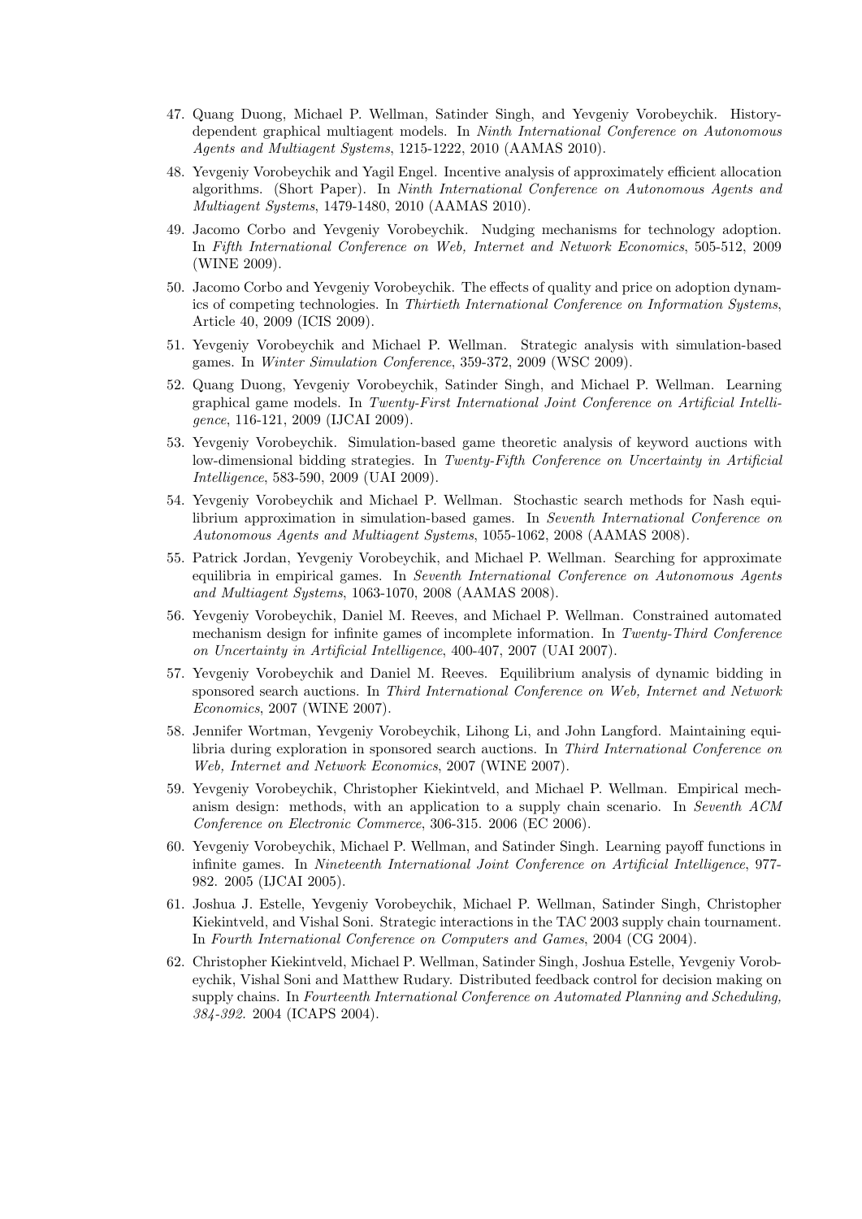47. Quang Duong, Michael P. Wellman, Satinder Singh, and Yevgeniy Vorobeychik. History-dependent graphical multiagent models. In *Ninth International Conference on Autonomous Agents and Multiagent Systems*, 1215-1222, 2010 (AAMAS 2010).
48. Yevgeniy Vorobeychik and Yagil Engel. Incentive analysis of approximately efficient allocation algorithms. (Short Paper). In *Ninth International Conference on Autonomous Agents and Multiagent Systems*, 1479-1480, 2010 (AAMAS 2010).
49. Jacomo Corbo and Yevgeniy Vorobeychik. Nudging mechanisms for technology adoption. In *Fifth International Conference on Web, Internet and Network Economics*, 505-512, 2009 (WINE 2009).
50. Jacomo Corbo and Yevgeniy Vorobeychik. The effects of quality and price on adoption dynamics of competing technologies. In *Thirtieth International Conference on Information Systems*, Article 40, 2009 (ICIS 2009).
51. Yevgeniy Vorobeychik and Michael P. Wellman. Strategic analysis with simulation-based games. In *Winter Simulation Conference*, 359-372, 2009 (WSC 2009).
52. Quang Duong, Yevgeniy Vorobeychik, Satinder Singh, and Michael P. Wellman. Learning graphical game models. In *Twenty-First International Joint Conference on Artificial Intelligence*, 116-121, 2009 (IJCAI 2009).
53. Yevgeniy Vorobeychik. Simulation-based game theoretic analysis of keyword auctions with low-dimensional bidding strategies. In *Twenty-Fifth Conference on Uncertainty in Artificial Intelligence*, 583-590, 2009 (UAI 2009).
54. Yevgeniy Vorobeychik and Michael P. Wellman. Stochastic search methods for Nash equilibrium approximation in simulation-based games. In *Seventh International Conference on Autonomous Agents and Multiagent Systems*, 1055-1062, 2008 (AAMAS 2008).
55. Patrick Jordan, Yevgeniy Vorobeychik, and Michael P. Wellman. Searching for approximate equilibria in empirical games. In *Seventh International Conference on Autonomous Agents and Multiagent Systems*, 1063-1070, 2008 (AAMAS 2008).
56. Yevgeniy Vorobeychik, Daniel M. Reeves, and Michael P. Wellman. Constrained automated mechanism design for infinite games of incomplete information. In *Twenty-Third Conference on Uncertainty in Artificial Intelligence*, 400-407, 2007 (UAI 2007).
57. Yevgeniy Vorobeychik and Daniel M. Reeves. Equilibrium analysis of dynamic bidding in sponsored search auctions. In *Third International Conference on Web, Internet and Network Economics*, 2007 (WINE 2007).
58. Jennifer Wortman, Yevgeniy Vorobeychik, Lihong Li, and John Langford. Maintaining equilibria during exploration in sponsored search auctions. In *Third International Conference on Web, Internet and Network Economics*, 2007 (WINE 2007).
59. Yevgeniy Vorobeychik, Christopher Kiekintveld, and Michael P. Wellman. Empirical mechanism design: methods, with an application to a supply chain scenario. In *Seventh ACM Conference on Electronic Commerce*, 306-315. 2006 (EC 2006).
60. Yevgeniy Vorobeychik, Michael P. Wellman, and Satinder Singh. Learning payoff functions in infinite games. In *Nineteenth International Joint Conference on Artificial Intelligence*, 977-982. 2005 (IJCAI 2005).
61. Joshua J. Estelle, Yevgeniy Vorobeychik, Michael P. Wellman, Satinder Singh, Christopher Kiekintveld, and Vishal Soni. Strategic interactions in the TAC 2003 supply chain tournament. In *Fourth International Conference on Computers and Games*, 2004 (CG 2004).
62. Christopher Kiekintveld, Michael P. Wellman, Satinder Singh, Joshua Estelle, Yevgeniy Vorobeychik, Vishal Soni and Matthew Rudary. Distributed feedback control for decision making on supply chains. In *Fourteenth International Conference on Automated Planning and Scheduling, 384-392.* 2004 (ICAPS 2004).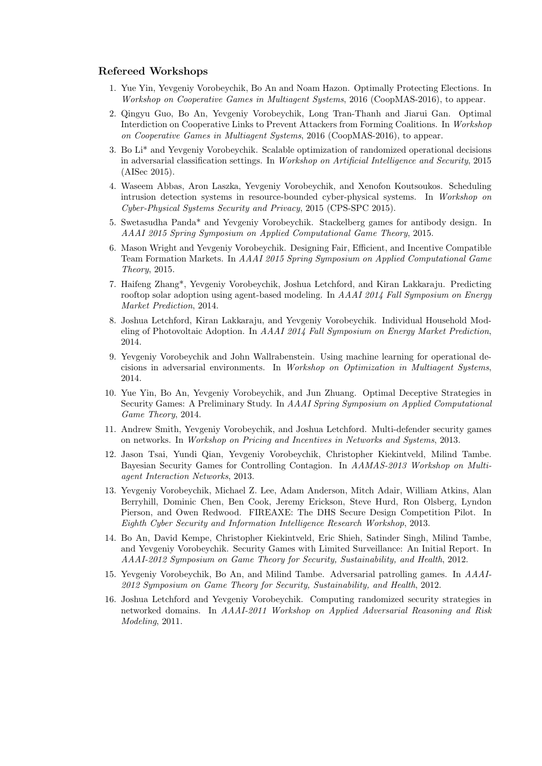### Refereed Workshops

1. Yue Yin, Yevgeniy Vorobeychik, Bo An and Noam Hazon. Optimally Protecting Elections. In *Workshop on Cooperative Games in Multiagent Systems*, 2016 (CoopMAS-2016), to appear.
2. Qingyu Guo, Bo An, Yevgeniy Vorobeychik, Long Tran-Thanh and Jiarui Gan. Optimal Interdiction on Cooperative Links to Prevent Attackers from Forming Coalitions. In *Workshop on Cooperative Games in Multiagent Systems*, 2016 (CoopMAS-2016), to appear.
3. Bo Li* and Yevgeniy Vorobeychik. Scalable optimization of randomized operational decisions in adversarial classification settings. In *Workshop on Artificial Intelligence and Security*, 2015 (AISec 2015).
4. Waseem Abbas, Aron Laszka, Yevgeniy Vorobeychik, and Xenofon Koutsoukos. Scheduling intrusion detection systems in resource-bounded cyber-physical systems. In *Workshop on Cyber-Physical Systems Security and Privacy*, 2015 (CPS-SPC 2015).
5. Swetasudha Panda* and Yevgeniy Vorobeychik. Stackelberg games for antibody design. In *AAAI 2015 Spring Symposium on Applied Computational Game Theory*, 2015.
6. Mason Wright and Yevgeniy Vorobeychik. Designing Fair, Efficient, and Incentive Compatible Team Formation Markets. In *AAAI 2015 Spring Symposium on Applied Computational Game Theory*, 2015.
7. Haifeng Zhang*, Yevgeniy Vorobeychik, Joshua Letchford, and Kiran Lakkaraju. Predicting rooftop solar adoption using agent-based modeling. In *AAAI 2014 Fall Symposium on Energy Market Prediction*, 2014.
8. Joshua Letchford, Kiran Lakkaraju, and Yevgeniy Vorobeychik. Individual Household Modeling of Photovoltaic Adoption. In *AAAI 2014 Fall Symposium on Energy Market Prediction*, 2014.
9. Yevgeniy Vorobeychik and John Wallrabenstein. Using machine learning for operational decisions in adversarial environments. In *Workshop on Optimization in Multiagent Systems*, 2014.
10. Yue Yin, Bo An, Yevgeniy Vorobeychik, and Jun Zhuang. Optimal Deceptive Strategies in Security Games: A Preliminary Study. In *AAAI Spring Symposium on Applied Computational Game Theory*, 2014.
11. Andrew Smith, Yevgeniy Vorobeychik, and Joshua Letchford. Multi-defender security games on networks. In *Workshop on Pricing and Incentives in Networks and Systems*, 2013.
12. Jason Tsai, Yundi Qian, Yevgeniy Vorobeychik, Christopher Kiekintveld, Milind Tambe. Bayesian Security Games for Controlling Contagion. In *AAMAS-2013 Workshop on Multi-agent Interaction Networks*, 2013.
13. Yevgeniy Vorobeychik, Michael Z. Lee, Adam Anderson, Mitch Adair, William Atkins, Alan Berryhill, Dominic Chen, Ben Cook, Jeremy Erickson, Steve Hurd, Ron Olsberg, Lyndon Pierson, and Owen Redwood. FIREAXE: The DHS Secure Design Competition Pilot. In *Eighth Cyber Security and Information Intelligence Research Workshop*, 2013.
14. Bo An, David Kempe, Christopher Kiekintveld, Eric Shieh, Satinder Singh, Milind Tambe, and Yevgeniy Vorobeychik. Security Games with Limited Surveillance: An Initial Report. In *AAAI-2012 Symposium on Game Theory for Security, Sustainability, and Health*, 2012.
15. Yevgeniy Vorobeychik, Bo An, and Milind Tambe. Adversarial patrolling games. In *AAAI-2012 Symposium on Game Theory for Security, Sustainability, and Health*, 2012.
16. Joshua Letchford and Yevgeniy Vorobeychik. Computing randomized security strategies in networked domains. In *AAAI-2011 Workshop on Applied Adversarial Reasoning and Risk Modeling*, 2011.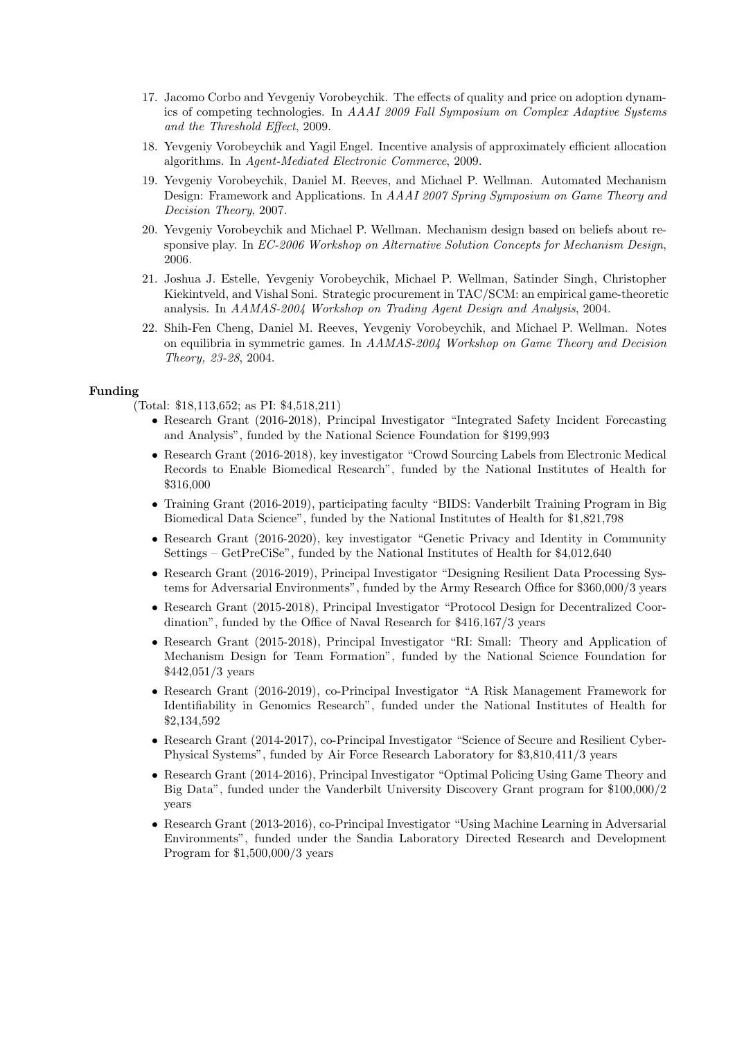17. Jacomo Corbo and Yevgeniy Vorobeychik. The effects of quality and price on adoption dynamics of competing technologies. In *AAAI 2009 Fall Symposium on Complex Adaptive Systems and the Threshold Effect*, 2009.

18. Yevgeniy Vorobeychik and Yagil Engel. Incentive analysis of approximately efficient allocation algorithms. In *Agent-Mediated Electronic Commerce*, 2009.

19. Yevgeniy Vorobeychik, Daniel M. Reeves, and Michael P. Wellman. Automated Mechanism Design: Framework and Applications. In *AAAI 2007 Spring Symposium on Game Theory and Decision Theory*, 2007.

20. Yevgeniy Vorobeychik and Michael P. Wellman. Mechanism design based on beliefs about responsive play. In *EC-2006 Workshop on Alternative Solution Concepts for Mechanism Design*, 2006.

21. Joshua J. Estelle, Yevgeniy Vorobeychik, Michael P. Wellman, Satinder Singh, Christopher Kiekintveld, and Vishal Soni. Strategic procurement in TAC/SCM: an empirical game-theoretic analysis. In *AAMAS-2004 Workshop on Trading Agent Design and Analysis*, 2004.

22. Shih-Fen Cheng, Daniel M. Reeves, Yevgeniy Vorobeychik, and Michael P. Wellman. Notes on equilibria in symmetric games. In *AAMAS-2004 Workshop on Game Theory and Decision Theory, 23-28*, 2004.

**Funding**

(Total: $18,113,652; as PI: $4,518,211)

- Research Grant (2016-2018), Principal Investigator "Integrated Safety Incident Forecasting and Analysis", funded by the National Science Foundation for $199,993
- Research Grant (2016-2018), key investigator "Crowd Sourcing Labels from Electronic Medical Records to Enable Biomedical Research", funded by the National Institutes of Health for $316,000
- Training Grant (2016-2019), participating faculty "BIDS: Vanderbilt Training Program in Big Biomedical Data Science", funded by the National Institutes of Health for $1,821,798
- Research Grant (2016-2020), key investigator "Genetic Privacy and Identity in Community Settings – GetPreCiSe", funded by the National Institutes of Health for $4,012,640
- Research Grant (2016-2019), Principal Investigator "Designing Resilient Data Processing Systems for Adversarial Environments", funded by the Army Research Office for $360,000/3 years
- Research Grant (2015-2018), Principal Investigator "Protocol Design for Decentralized Coordination", funded by the Office of Naval Research for $416,167/3 years
- Research Grant (2015-2018), Principal Investigator "RI: Small: Theory and Application of Mechanism Design for Team Formation", funded by the National Science Foundation for $442,051/3 years
- Research Grant (2016-2019), co-Principal Investigator "A Risk Management Framework for Identifiability in Genomics Research", funded under the National Institutes of Health for $2,134,592
- Research Grant (2014-2017), co-Principal Investigator "Science of Secure and Resilient Cyber-Physical Systems", funded by Air Force Research Laboratory for $3,810,411/3 years
- Research Grant (2014-2016), Principal Investigator "Optimal Policing Using Game Theory and Big Data", funded under the Vanderbilt University Discovery Grant program for $100,000/2 years
- Research Grant (2013-2016), co-Principal Investigator "Using Machine Learning in Adversarial Environments", funded under the Sandia Laboratory Directed Research and Development Program for $1,500,000/3 years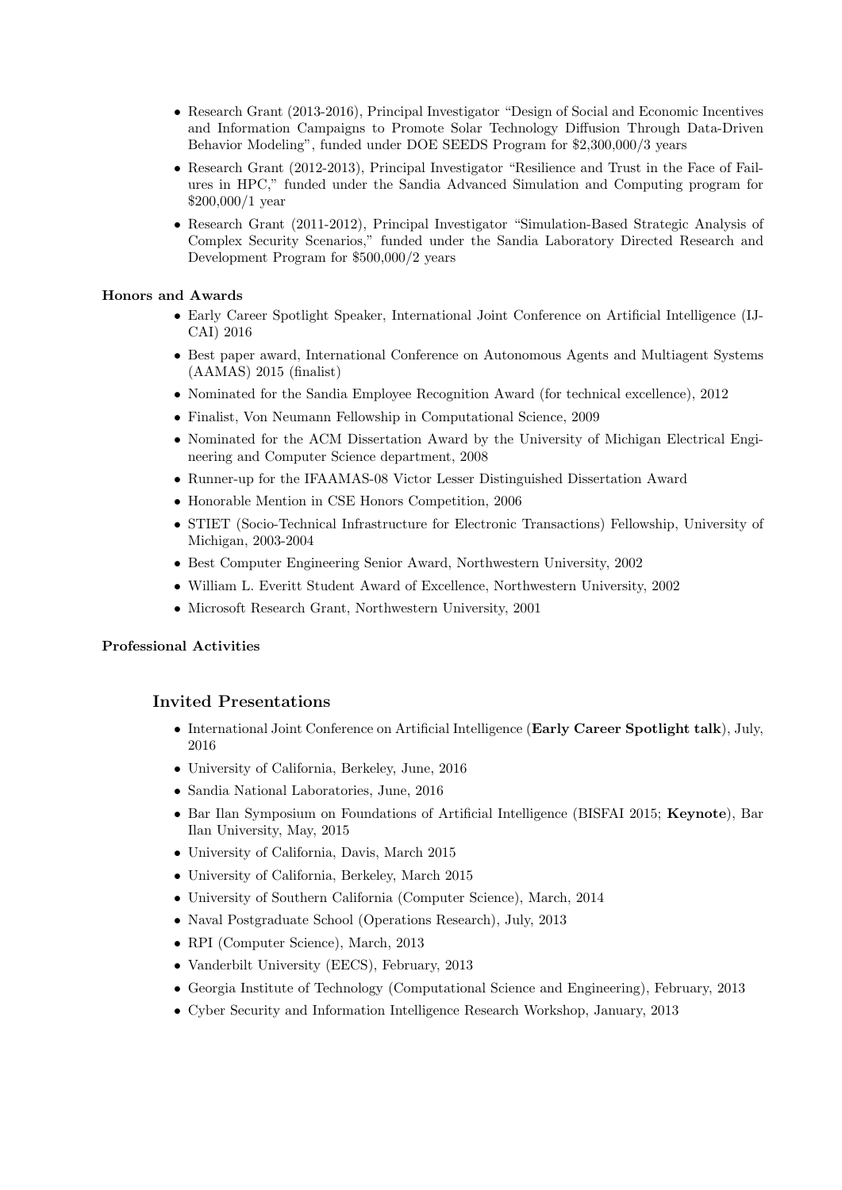- Research Grant (2013-2016), Principal Investigator "Design of Social and Economic Incentives and Information Campaigns to Promote Solar Technology Diffusion Through Data-Driven Behavior Modeling", funded under DOE SEEDS Program for $2,300,000/3 years
- Research Grant (2012-2013), Principal Investigator "Resilience and Trust in the Face of Failures in HPC," funded under the Sandia Advanced Simulation and Computing program for $200,000/1 year
- Research Grant (2011-2012), Principal Investigator "Simulation-Based Strategic Analysis of Complex Security Scenarios," funded under the Sandia Laboratory Directed Research and Development Program for $500,000/2 years

**Honors and Awards**

- Early Career Spotlight Speaker, International Joint Conference on Artificial Intelligence (IJCAI) 2016
- Best paper award, International Conference on Autonomous Agents and Multiagent Systems (AAMAS) 2015 (finalist)
- Nominated for the Sandia Employee Recognition Award (for technical excellence), 2012
- Finalist, Von Neumann Fellowship in Computational Science, 2009
- Nominated for the ACM Dissertation Award by the University of Michigan Electrical Engineering and Computer Science department, 2008
- Runner-up for the IFAAMAS-08 Victor Lesser Distinguished Dissertation Award
- Honorable Mention in CSE Honors Competition, 2006
- STIET (Socio-Technical Infrastructure for Electronic Transactions) Fellowship, University of Michigan, 2003-2004
- Best Computer Engineering Senior Award, Northwestern University, 2002
- William L. Everitt Student Award of Excellence, Northwestern University, 2002
- Microsoft Research Grant, Northwestern University, 2001

**Professional Activities**

## Invited Presentations

- International Joint Conference on Artificial Intelligence (**Early Career Spotlight talk**), July, 2016
- University of California, Berkeley, June, 2016
- Sandia National Laboratories, June, 2016
- Bar Ilan Symposium on Foundations of Artificial Intelligence (BISFAI 2015; **Keynote**), Bar Ilan University, May, 2015
- University of California, Davis, March 2015
- University of California, Berkeley, March 2015
- University of Southern California (Computer Science), March, 2014
- Naval Postgraduate School (Operations Research), July, 2013
- RPI (Computer Science), March, 2013
- Vanderbilt University (EECS), February, 2013
- Georgia Institute of Technology (Computational Science and Engineering), February, 2013
- Cyber Security and Information Intelligence Research Workshop, January, 2013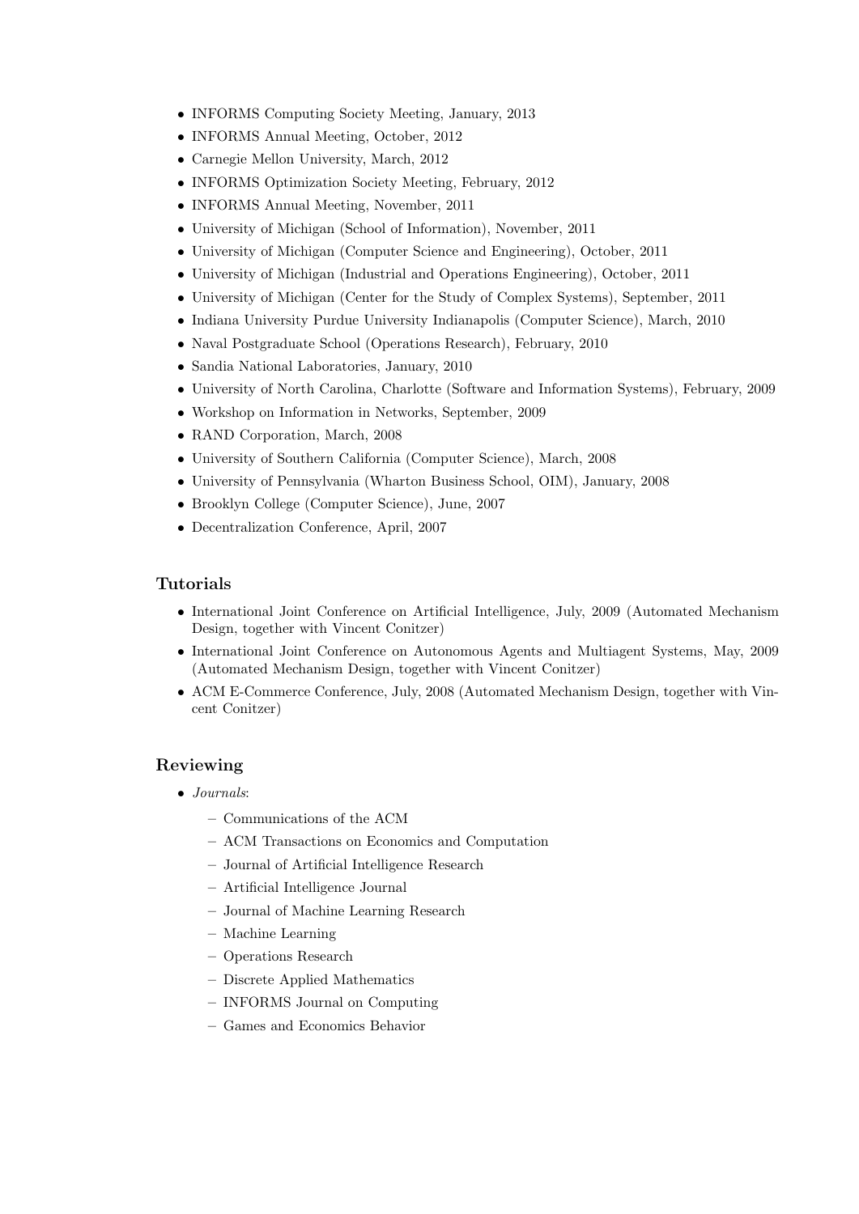- INFORMS Computing Society Meeting, January, 2013
- INFORMS Annual Meeting, October, 2012
- Carnegie Mellon University, March, 2012
- INFORMS Optimization Society Meeting, February, 2012
- INFORMS Annual Meeting, November, 2011
- University of Michigan (School of Information), November, 2011
- University of Michigan (Computer Science and Engineering), October, 2011
- University of Michigan (Industrial and Operations Engineering), October, 2011
- University of Michigan (Center for the Study of Complex Systems), September, 2011
- Indiana University Purdue University Indianapolis (Computer Science), March, 2010
- Naval Postgraduate School (Operations Research), February, 2010
- Sandia National Laboratories, January, 2010
- University of North Carolina, Charlotte (Software and Information Systems), February, 2009
- Workshop on Information in Networks, September, 2009
- RAND Corporation, March, 2008
- University of Southern California (Computer Science), March, 2008
- University of Pennsylvania (Wharton Business School, OIM), January, 2008
- Brooklyn College (Computer Science), June, 2007
- Decentralization Conference, April, 2007

## Tutorials

- International Joint Conference on Artificial Intelligence, July, 2009 (Automated Mechanism Design, together with Vincent Conitzer)
- International Joint Conference on Autonomous Agents and Multiagent Systems, May, 2009 (Automated Mechanism Design, together with Vincent Conitzer)
- ACM E-Commerce Conference, July, 2008 (Automated Mechanism Design, together with Vincent Conitzer)

## Reviewing

- *Journals*:
  - Communications of the ACM
  - ACM Transactions on Economics and Computation
  - Journal of Artificial Intelligence Research
  - Artificial Intelligence Journal
  - Journal of Machine Learning Research
  - Machine Learning
  - Operations Research
  - Discrete Applied Mathematics
  - INFORMS Journal on Computing
  - Games and Economics Behavior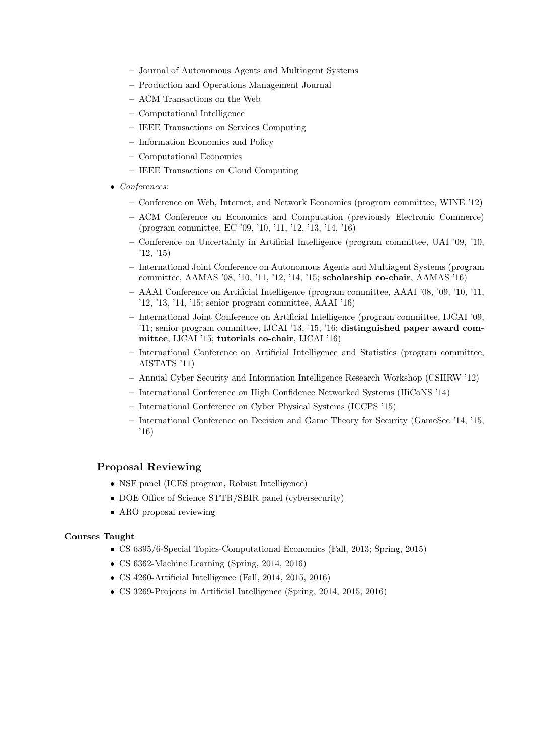- Journal of Autonomous Agents and Multiagent Systems
  - Production and Operations Management Journal
  - ACM Transactions on the Web
  - Computational Intelligence
  - IEEE Transactions on Services Computing
  - Information Economics and Policy
  - Computational Economics
  - IEEE Transactions on Cloud Computing
- *Conferences*:
  - Conference on Web, Internet, and Network Economics (program committee, WINE '12)
  - ACM Conference on Economics and Computation (previously Electronic Commerce) (program committee, EC '09, '10, '11, '12, '13, '14, '16)
  - Conference on Uncertainty in Artificial Intelligence (program committee, UAI '09, '10, '12, '15)
  - International Joint Conference on Autonomous Agents and Multiagent Systems (program committee, AAMAS '08, '10, '11, '12, '14, '15; **scholarship co-chair**, AAMAS '16)
  - AAAI Conference on Artificial Intelligence (program committee, AAAI '08, '09, '10, '11, '12, '13, '14, '15; senior program committee, AAAI '16)
  - International Joint Conference on Artificial Intelligence (program committee, IJCAI '09, '11; senior program committee, IJCAI '13, '15, '16; **distinguished paper award committee**, IJCAI '15; **tutorials co-chair**, IJCAI '16)
  - International Conference on Artificial Intelligence and Statistics (program committee, AISTATS '11)
  - Annual Cyber Security and Information Intelligence Research Workshop (CSIIRW '12)
  - International Conference on High Confidence Networked Systems (HiCoNS '14)
  - International Conference on Cyber Physical Systems (ICCPS '15)
  - International Conference on Decision and Game Theory for Security (GameSec '14, '15, '16)

### Proposal Reviewing

- NSF panel (ICES program, Robust Intelligence)
- DOE Office of Science STTR/SBIR panel (cybersecurity)
- ARO proposal reviewing

**Courses Taught**

- CS 6395/6-Special Topics-Computational Economics (Fall, 2013; Spring, 2015)
- CS 6362-Machine Learning (Spring, 2014, 2016)
- CS 4260-Artificial Intelligence (Fall, 2014, 2015, 2016)
- CS 3269-Projects in Artificial Intelligence (Spring, 2014, 2015, 2016)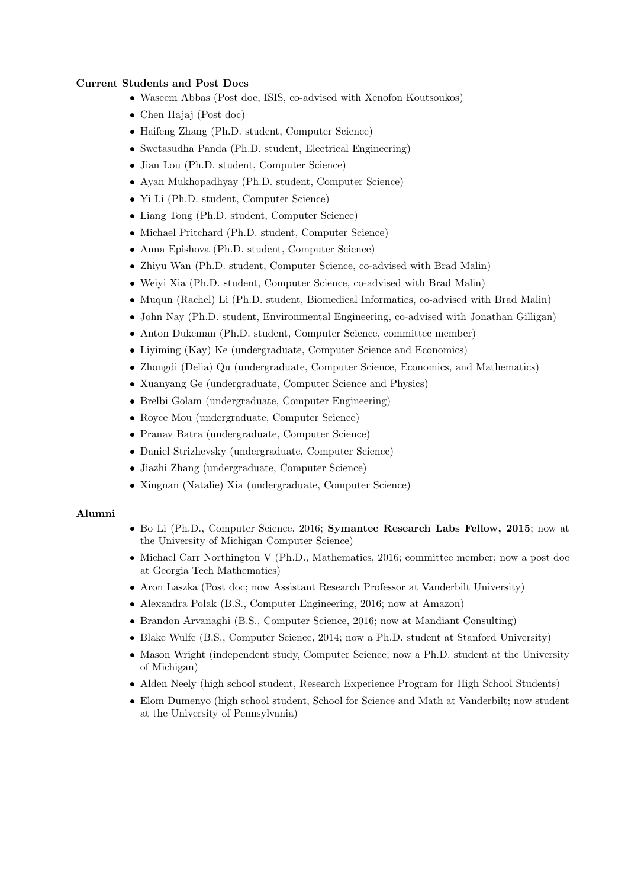**Current Students and Post Docs**

- Waseem Abbas (Post doc, ISIS, co-advised with Xenofon Koutsoukos)
- Chen Hajaj (Post doc)
- Haifeng Zhang (Ph.D. student, Computer Science)
- Swetasudha Panda (Ph.D. student, Electrical Engineering)
- Jian Lou (Ph.D. student, Computer Science)
- Ayan Mukhopadhyay (Ph.D. student, Computer Science)
- Yi Li (Ph.D. student, Computer Science)
- Liang Tong (Ph.D. student, Computer Science)
- Michael Pritchard (Ph.D. student, Computer Science)
- Anna Epishova (Ph.D. student, Computer Science)
- Zhiyu Wan (Ph.D. student, Computer Science, co-advised with Brad Malin)
- Weiyi Xia (Ph.D. student, Computer Science, co-advised with Brad Malin)
- Muqun (Rachel) Li (Ph.D. student, Biomedical Informatics, co-advised with Brad Malin)
- John Nay (Ph.D. student, Environmental Engineering, co-advised with Jonathan Gilligan)
- Anton Dukeman (Ph.D. student, Computer Science, committee member)
- Liyiming (Kay) Ke (undergraduate, Computer Science and Economics)
- Zhongdi (Delia) Qu (undergraduate, Computer Science, Economics, and Mathematics)
- Xuanyang Ge (undergraduate, Computer Science and Physics)
- Brelbi Golam (undergraduate, Computer Engineering)
- Royce Mou (undergraduate, Computer Science)
- Pranav Batra (undergraduate, Computer Science)
- Daniel Strizhevsky (undergraduate, Computer Science)
- Jiazhi Zhang (undergraduate, Computer Science)
- Xingnan (Natalie) Xia (undergraduate, Computer Science)

**Alumni**

- Bo Li (Ph.D., Computer Science, 2016; **Symantec Research Labs Fellow, 2015**; now at the University of Michigan Computer Science)
- Michael Carr Northington V (Ph.D., Mathematics, 2016; committee member; now a post doc at Georgia Tech Mathematics)
- Aron Laszka (Post doc; now Assistant Research Professor at Vanderbilt University)
- Alexandra Polak (B.S., Computer Engineering, 2016; now at Amazon)
- Brandon Arvanaghi (B.S., Computer Science, 2016; now at Mandiant Consulting)
- Blake Wulfe (B.S., Computer Science, 2014; now a Ph.D. student at Stanford University)
- Mason Wright (independent study, Computer Science; now a Ph.D. student at the University of Michigan)
- Alden Neely (high school student, Research Experience Program for High School Students)
- Elom Dumenyo (high school student, School for Science and Math at Vanderbilt; now student at the University of Pennsylvania)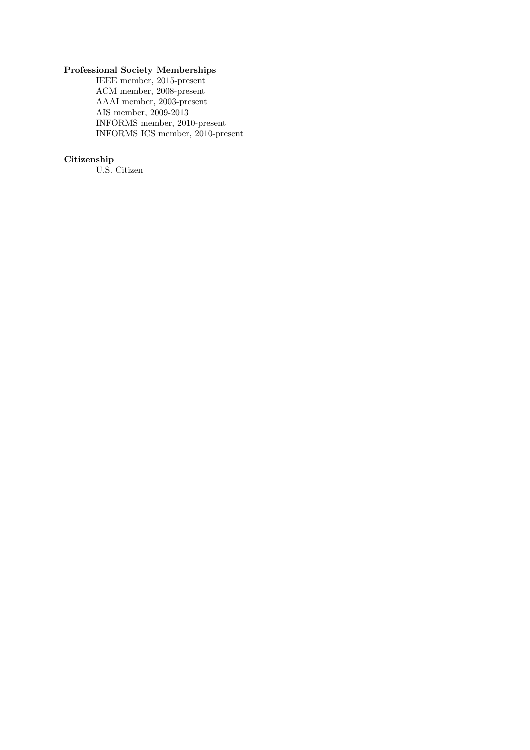**Professional Society Memberships**

IEEE member, 2015-present
ACM member, 2008-present
AAAI member, 2003-present
AIS member, 2009-2013
INFORMS member, 2010-present
INFORMS ICS member, 2010-present

**Citizenship**

U.S. Citizen